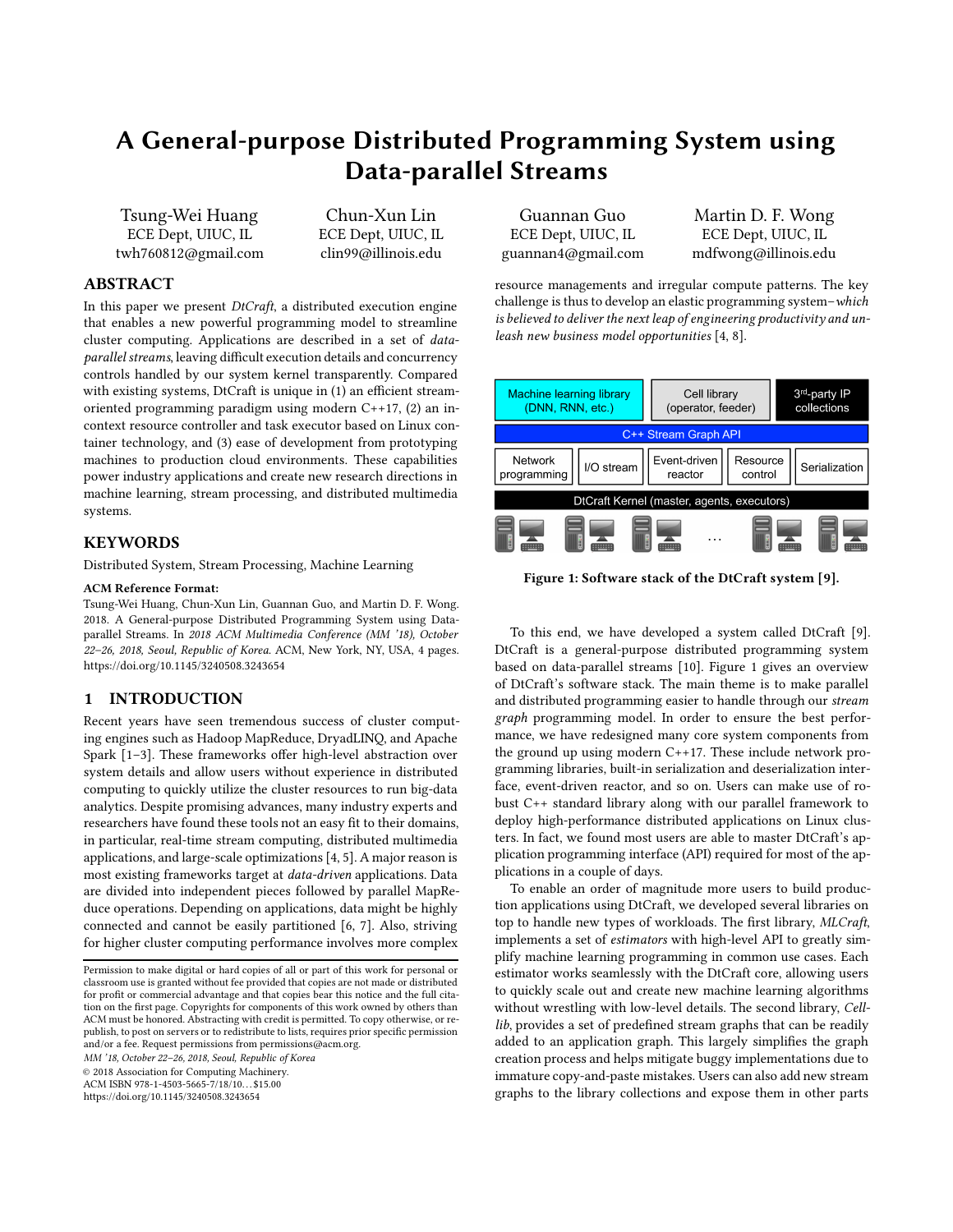# A General-purpose Distributed Programming System using Data-parallel Streams

Tsung-Wei Huang
ECE Dept, UIUC, IL
twh760812@gmail.com

Chun-Xun Lin
ECE Dept, UIUC, IL
clin99@illinois.edu

Guannan Guo
ECE Dept, UIUC, IL
guannan4@gmail.com

Martin D. F. Wong
ECE Dept, UIUC, IL
mdfwong@illinois.edu

## ABSTRACT

In this paper we present *DtCraft*, a distributed execution engine that enables a new powerful programming model to streamline cluster computing. Applications are described in a set of *data-parallel streams*, leaving difficult execution details and concurrency controls handled by our system kernel transparently. Compared with existing systems, DtCraft is unique in (1) an efficient stream-oriented programming paradigm using modern C++17, (2) an in-context resource controller and task executor based on Linux container technology, and (3) ease of development from prototyping machines to production cloud environments. These capabilities power industry applications and create new research directions in machine learning, stream processing, and distributed multimedia systems.

## KEYWORDS

Distributed System, Stream Processing, Machine Learning

**ACM Reference Format:**
Tsung-Wei Huang, Chun-Xun Lin, Guannan Guo, and Martin D. F. Wong. 2018. A General-purpose Distributed Programming System using Data-parallel Streams. In *2018 ACM Multimedia Conference (MM '18), October 22–26, 2018, Seoul, Republic of Korea.* ACM, New York, NY, USA, 4 pages. https://doi.org/10.1145/3240508.3243654

## 1 INTRODUCTION

Recent years have seen tremendous success of cluster computing engines such as Hadoop MapReduce, DryadLINQ, and Apache Spark [1–3]. These frameworks offer high-level abstraction over system details and allow users without experience in distributed computing to quickly utilize the cluster resources to run big-data analytics. Despite promising advances, many industry experts and researchers have found these tools not an easy fit to their domains, in particular, real-time stream computing, distributed multimedia applications, and large-scale optimizations [4, 5]. A major reason is most existing frameworks target at *data-driven* applications. Data are divided into independent pieces followed by parallel MapReduce operations. Depending on applications, data might be highly connected and cannot be easily partitioned [6, 7]. Also, striving for higher cluster computing performance involves more complex resource managements and irregular compute patterns. The key challenge is thus to develop an elastic programming system–*which is believed to deliver the next leap of engineering productivity and unleash new business model opportunities* [4, 8].

| Machine learning library (DNN, RNN, etc.) | Cell library (operator, feeder) | 3rd-party IP collections | | |
|---|---|---|---|---|
| C++ Stream Graph API | | | | |
| Network programming | I/O stream | Event-driven reactor | Resource control | Serialization |
| DtCraft Kernel (master, agents, executors) | | | | |

**Figure 1: Software stack of the DtCraft system [9].**

To this end, we have developed a system called DtCraft [9]. DtCraft is a general-purpose distributed programming system based on data-parallel streams [10]. Figure 1 gives an overview of DtCraft's software stack. The main theme is to make parallel and distributed programming easier to handle through our *stream graph* programming model. In order to ensure the best performance, we have redesigned many core system components from the ground up using modern C++17. These include network programming libraries, built-in serialization and deserialization interface, event-driven reactor, and so on. Users can make use of robust C++ standard library along with our parallel framework to deploy high-performance distributed applications on Linux clusters. In fact, we found most users are able to master DtCraft's application programming interface (API) required for most of the applications in a couple of days.

To enable an order of magnitude more users to build production applications using DtCraft, we developed several libraries on top to handle new types of workloads. The first library, *MLCraft*, implements a set of *estimators* with high-level API to greatly simplify machine learning programming in common use cases. Each estimator works seamlessly with the DtCraft core, allowing users to quickly scale out and create new machine learning algorithms without wrestling with low-level details. The second library, *Celllib*, provides a set of predefined stream graphs that can be readily added to an application graph. This largely simplifies the graph creation process and helps mitigate buggy implementations due to immature copy-and-paste mistakes. Users can also add new stream graphs to the library collections and expose them in other parts

Permission to make digital or hard copies of all or part of this work for personal or classroom use is granted without fee provided that copies are not made or distributed for profit or commercial advantage and that copies bear this notice and the full citation on the first page. Copyrights for components of this work owned by others than ACM must be honored. Abstracting with credit is permitted. To copy otherwise, or republish, to post on servers or to redistribute to lists, requires prior specific permission and/or a fee. Request permissions from permissions@acm.org.
*MM '18, October 22–26, 2018, Seoul, Republic of Korea*
© 2018 Association for Computing Machinery.
ACM ISBN 978-1-4503-5665-7/18/10…$15.00
https://doi.org/10.1145/3240508.3243654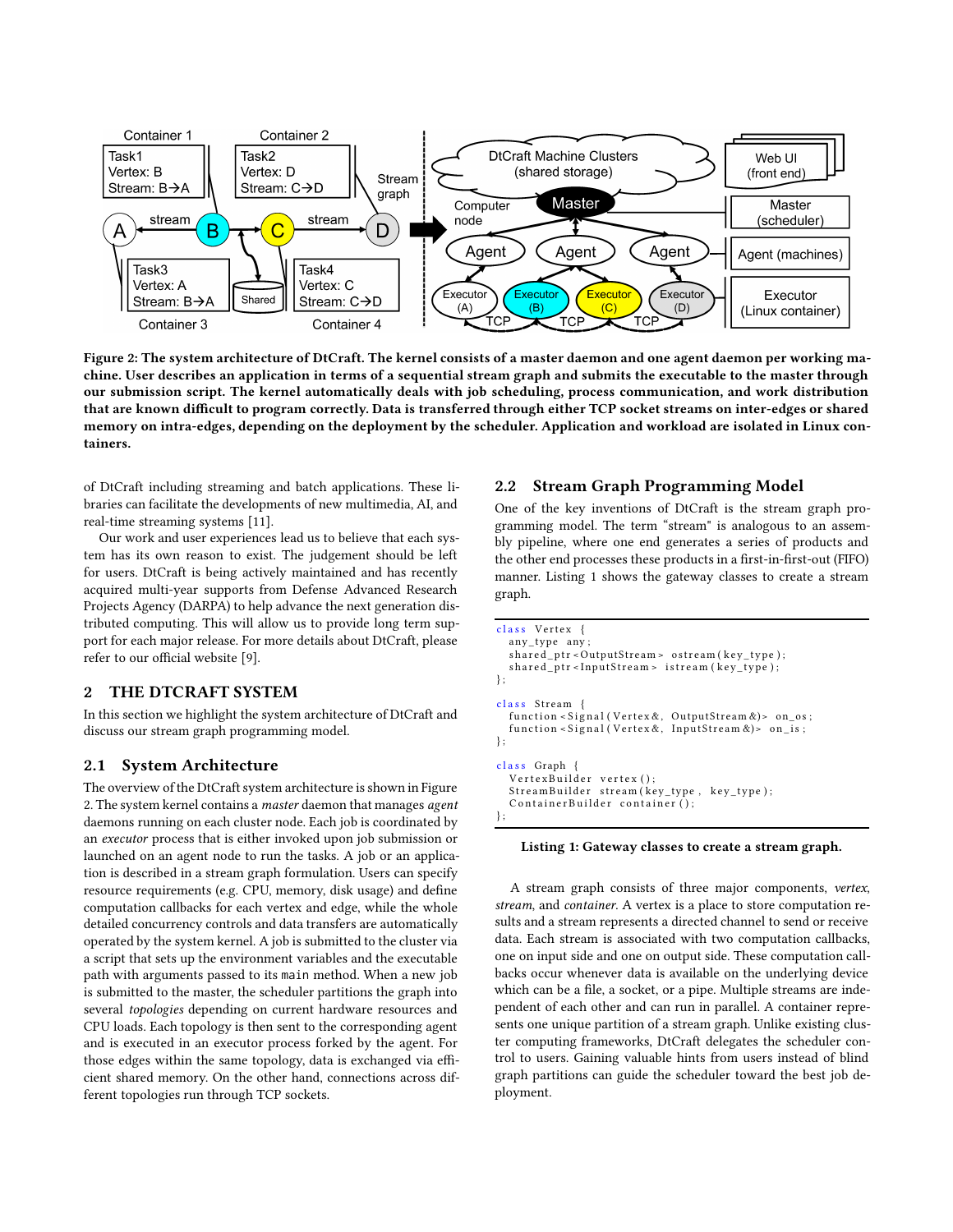**Figure 2: The system architecture of DtCraft. The kernel consists of a master daemon and one agent daemon per working machine. User describes an application in terms of a sequential stream graph and submits the executable to the master through our submission script. The kernel automatically deals with job scheduling, process communication, and work distribution that are known difficult to program correctly. Data is transferred through either TCP socket streams on inter-edges or shared memory on intra-edges, depending on the deployment by the scheduler. Application and workload are isolated in Linux containers.**

of DtCraft including streaming and batch applications. These libraries can facilitate the developments of new multimedia, AI, and real-time streaming systems [11].

Our work and user experiences lead us to believe that each system has its own reason to exist. The judgement should be left for users. DtCraft is being actively maintained and has recently acquired multi-year supports from Defense Advanced Research Projects Agency (DARPA) to help advance the next generation distributed computing. This will allow us to provide long term support for each major release. For more details about DtCraft, please refer to our official website [9].

## 2 THE DTCRAFT SYSTEM

In this section we highlight the system architecture of DtCraft and discuss our stream graph programming model.

### 2.1 System Architecture

The overview of the DtCraft system architecture is shown in Figure 2. The system kernel contains a *master* daemon that manages *agent* daemons running on each cluster node. Each job is coordinated by an *executor* process that is either invoked upon job submission or launched on an agent node to run the tasks. A job or an application is described in a stream graph formulation. Users can specify resource requirements (e.g. CPU, memory, disk usage) and define computation callbacks for each vertex and edge, while the whole detailed concurrency controls and data transfers are automatically operated by the system kernel. A job is submitted to the cluster via a script that sets up the environment variables and the executable path with arguments passed to its `main` method. When a new job is submitted to the master, the scheduler partitions the graph into several *topologies* depending on current hardware resources and CPU loads. Each topology is then sent to the corresponding agent and is executed in an executor process forked by the agent. For those edges within the same topology, data is exchanged via efficient shared memory. On the other hand, connections across different topologies run through TCP sockets.

### 2.2 Stream Graph Programming Model

One of the key inventions of DtCraft is the stream graph programming model. The term "stream" is analogous to an assembly pipeline, where one end generates a series of products and the other end processes these products in a first-in-first-out (FIFO) manner. Listing 1 shows the gateway classes to create a stream graph.

```
class Vertex {
  any_type any;
  shared_ptr<OutputStream> ostream(key_type);
  shared_ptr<InputStream> istream(key_type);
};

class Stream {
  function<Signal(Vertex&, OutputStream&)> on_os;
  function<Signal(Vertex&, InputStream&)> on_is;
};

class Graph {
  VertexBuilder vertex();
  StreamBuilder stream(key_type, key_type);
  ContainerBuilder container();
};
```

**Listing 1: Gateway classes to create a stream graph.**

A stream graph consists of three major components, *vertex*, *stream*, and *container*. A vertex is a place to store computation results and a stream represents a directed channel to send or receive data. Each stream is associated with two computation callbacks, one on input side and one on output side. These computation callbacks occur whenever data is available on the underlying device which can be a file, a socket, or a pipe. Multiple streams are independent of each other and can run in parallel. A container represents one unique partition of a stream graph. Unlike existing cluster computing frameworks, DtCraft delegates the scheduler control to users. Gaining valuable hints from users instead of blind graph partitions can guide the scheduler toward the best job deployment.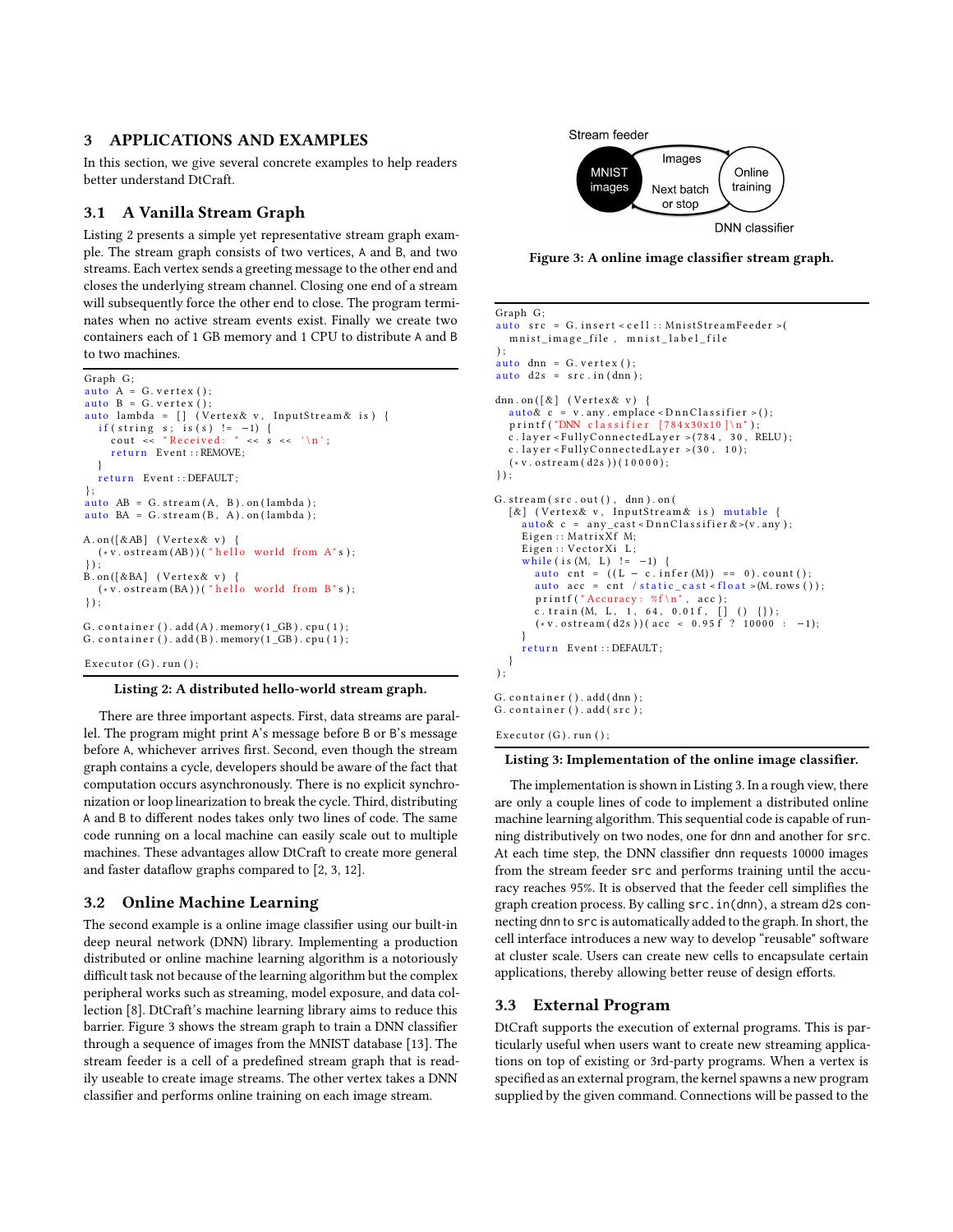## 3 APPLICATIONS AND EXAMPLES

In this section, we give several concrete examples to help readers better understand DtCraft.

### 3.1 A Vanilla Stream Graph

Listing 2 presents a simple yet representative stream graph example. The stream graph consists of two vertices, A and B, and two streams. Each vertex sends a greeting message to the other end and closes the underlying stream channel. Closing one end of a stream will subsequently force the other end to close. The program terminates when no active stream events exist. Finally we create two containers each of 1 GB memory and 1 CPU to distribute A and B to two machines.

```
Graph G;
auto A = G.vertex();
auto B = G.vertex();
auto lambda = [] (Vertex& v, InputStream& is) {
  if(string s; is(s) != -1) {
    cout << "Received: " << s << '\n';
    return Event::REMOVE;
  }
  return Event::DEFAULT;
};
auto AB = G.stream(A, B).on(lambda);
auto BA = G.stream(B, A).on(lambda);

A.on([&AB] (Vertex& v) {
  (*v.ostream(AB))("hello world from A"s);
});
B.on([&BA] (Vertex& v) {
  (*v.ostream(BA))("hello world from B"s);
});

G.container().add(A).memory(1_GB).cpu(1);
G.container().add(B).memory(1_GB).cpu(1);

Executor(G).run();
```

**Listing 2: A distributed hello-world stream graph.**

There are three important aspects. First, data streams are parallel. The program might print A's message before B or B's message before A, whichever arrives first. Second, even though the stream graph contains a cycle, developers should be aware of the fact that computation occurs asynchronously. There is no explicit synchronization or loop linearization to break the cycle. Third, distributing A and B to different nodes takes only two lines of code. The same code running on a local machine can easily scale out to multiple machines. These advantages allow DtCraft to create more general and faster dataflow graphs compared to [2, 3, 12].

### 3.2 Online Machine Learning

The second example is a online image classifier using our built-in deep neural network (DNN) library. Implementing a production distributed or online machine learning algorithm is a notoriously difficult task not because of the learning algorithm but the complex peripheral works such as streaming, model exposure, and data collection [8]. DtCraft's machine learning library aims to reduce this barrier. Figure 3 shows the stream graph to train a DNN classifier through a sequence of images from the MNIST database [13]. The stream feeder is a cell of a predefined stream graph that is readily useable to create image streams. The other vertex takes a DNN classifier and performs online training on each image stream.

**Figure 3: A online image classifier stream graph.**

```
Graph G;
auto src = G.insert<cell::MnistStreamFeeder>(
  mnist_image_file, mnist_label_file
);
auto dnn = G.vertex();
auto d2s = src.in(dnn);

dnn.on([&] (Vertex& v) {
  auto& c = v.any.emplace<DnnClassifier>();
  printf("DNN classifier [784x30x10]\n");
  c.layer<FullyConnectedLayer>(784, 30, RELU);
  c.layer<FullyConnectedLayer>(30, 10);
  (*v.ostream(d2s))(10000);
});

G.stream(src.out(), dnn).on(
  [&] (Vertex& v, InputStream& is) mutable {
    auto& c = any_cast<DnnClassifier&>(v.any);
    Eigen::MatrixXf M;
    Eigen::VectorXi L;
    while(is(M, L) != -1) {
      auto cnt = ((L - c.infer(M)) == 0).count();
      auto acc = cnt / static_cast<float>(M.rows());
      printf("Accuracy: %f\n", acc);
      c.train(M, L, 1, 64, 0.01f, [] () {});
      (*v.ostream(d2s))(acc < 0.95f ? 10000 : -1);
    }
    return Event::DEFAULT;
  }
);

G.container().add(dnn);
G.container().add(src);

Executor(G).run();
```

**Listing 3: Implementation of the online image classifier.**

The implementation is shown in Listing 3. In a rough view, there are only a couple lines of code to implement a distributed online machine learning algorithm. This sequential code is capable of running distributively on two nodes, one for dnn and another for src. At each time step, the DNN classifier dnn requests 10000 images from the stream feeder src and performs training until the accuracy reaches 95%. It is observed that the feeder cell simplifies the graph creation process. By calling src.in(dnn), a stream d2s connecting dnn to src is automatically added to the graph. In short, the cell interface introduces a new way to develop "reusable" software at cluster scale. Users can create new cells to encapsulate certain applications, thereby allowing better reuse of design efforts.

### 3.3 External Program

DtCraft supports the execution of external programs. This is particularly useful when users want to create new streaming applications on top of existing or 3rd-party programs. When a vertex is specified as an external program, the kernel spawns a new program supplied by the given command. Connections will be passed to the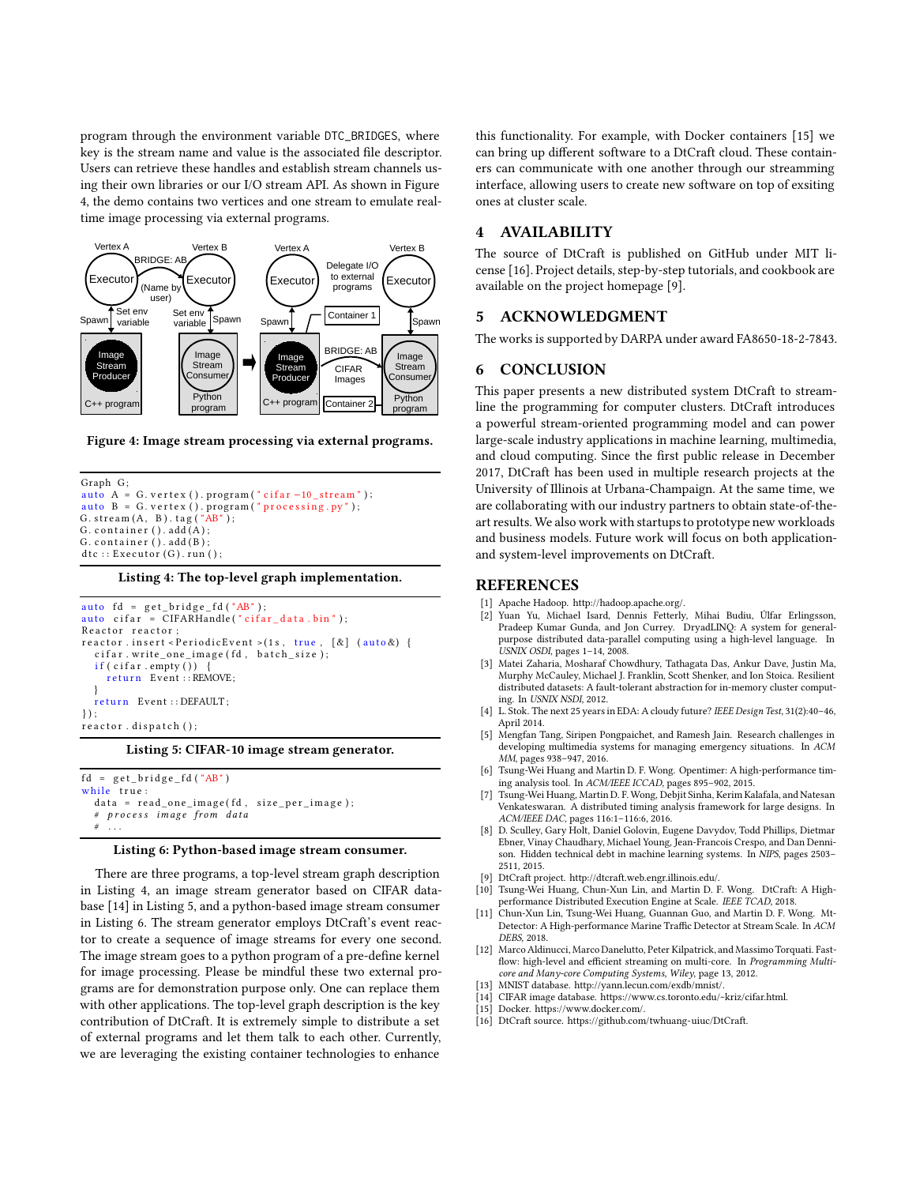program through the environment variable DTC_BRIDGES, where key is the stream name and value is the associated file descriptor. Users can retrieve these handles and establish stream channels using their own libraries or our I/O stream API. As shown in Figure 4, the demo contains two vertices and one stream to emulate real-time image processing via external programs.

Vertex A
Vertex B
BRIDGE: AB
Executor
(Name by user)
Executor
Spawn
Set env variable
Set env variable
Spawn
Image Stream Producer
C++ program
Image Stream Consumer
Python program
Vertex A
Vertex B
Delegate I/O to external programs
Executor
Executor
Spawn
Container 1
Spawn
Image Stream Producer
C++ program
BRIDGE: AB
CIFAR Images
Container 2
Image Stream Consumer
Python program

**Figure 4: Image stream processing via external programs.**

```
Graph G;
auto A = G.vertex().program("cifar-10_stream");
auto B = G.vertex().program("processing.py");
G.stream(A, B).tag("AB");
G.container().add(A);
G.container().add(B);
dtc::Executor(G).run();
```

**Listing 4: The top-level graph implementation.**

```
auto fd = get_bridge_fd("AB");
auto cifar = CIFARHandle("cifar_data.bin");
Reactor reactor;
reactor.insert<PeriodicEvent>(1s, true, [&] (auto&) {
  cifar.write_one_image(fd, batch_size);
  if(cifar.empty()) {
    return Event::REMOVE;
  }
  return Event::DEFAULT;
});
reactor.dispatch();
```

**Listing 5: CIFAR-10 image stream generator.**

```
fd = get_bridge_fd("AB")
while true:
  data = read_one_image(fd, size_per_image);
  # process image from data
  # ...
```

**Listing 6: Python-based image stream consumer.**

There are three programs, a top-level stream graph description in Listing 4, an image stream generator based on CIFAR database [14] in Listing 5, and a python-based image stream consumer in Listing 6. The stream generator employs DtCraft's event reactor to create a sequence of image streams for every one second. The image stream goes to a python program of a pre-define kernel for image processing. Please be mindful these two external programs are for demonstration purpose only. One can replace them with other applications. The top-level graph description is the key contribution of DtCraft. It is extremely simple to distribute a set of external programs and let them talk to each other. Currently, we are leveraging the existing container technologies to enhance this functionality. For example, with Docker containers [15] we can bring up different software to a DtCraft cloud. These containers can communicate with one another through our streaming interface, allowing users to create new software on top of exsiting ones at cluster scale.

## 4 AVAILABILITY

The source of DtCraft is published on GitHub under MIT license [16]. Project details, step-by-step tutorials, and cookbook are available on the project homepage [9].

## 5 ACKNOWLEDGMENT

The works is supported by DARPA under award FA8650-18-2-7843.

## 6 CONCLUSION

This paper presents a new distributed system DtCraft to streamline the programming for computer clusters. DtCraft introduces a powerful stream-oriented programming model and can power large-scale industry applications in machine learning, multimedia, and cloud computing. Since the first public release in December 2017, DtCraft has been used in multiple research projects at the University of Illinois at Urbana-Champaign. At the same time, we are collaborating with our industry partners to obtain state-of-the-art results. We also work with startups to prototype new workloads and business models. Future work will focus on both application- and system-level improvements on DtCraft.

## REFERENCES

[1] Apache Hadoop. http://hadoop.apache.org/.
[2] Yuan Yu, Michael Isard, Dennis Fetterly, Mihai Budiu, Úlfar Erlingsson, Pradeep Kumar Gunda, and Jon Currey. DryadLINQ: A system for general-purpose distributed data-parallel computing using a high-level language. In *USENIX OSDI*, pages 1–14, 2008.
[3] Matei Zaharia, Mosharaf Chowdhury, Tathagata Das, Ankur Dave, Justin Ma, Murphy McCauley, Michael J. Franklin, Scott Shenker, and Ion Stoica. Resilient distributed datasets: A fault-tolerant abstraction for in-memory cluster computing. In *USNIX NSDI*, 2012.
[4] L. Stok. The next 25 years in EDA: A cloudy future? *IEEE Design Test*, 31(2):40–46, April 2014.
[5] Mengfan Tang, Siripen Pongpaichet, and Ramesh Jain. Research challenges in developing multimedia systems for managing emergency situations. In *ACM MM*, pages 938–947, 2016.
[6] Tsung-Wei Huang and Martin D. F. Wong. Opentimer: A high-performance timing analysis tool. In *ACM/IEEE ICCAD*, pages 895–902, 2015.
[7] Tsung-Wei Huang, Martin D. F. Wong, Debjit Sinha, Kerim Kalafala, and Natesan Venkateswaran. A distributed timing analysis framework for large designs. In *ACM/IEEE DAC*, pages 116:1–116:6, 2016.
[8] D. Sculley, Gary Holt, Daniel Golovin, Eugene Davydov, Todd Phillips, Dietmar Ebner, Vinay Chaudhary, Michael Young, Jean-Francois Crespo, and Dan Dennison. Hidden technical debt in machine learning systems. In *NIPS*, pages 2503–2511, 2015.
[9] DtCraft project. http://dtcraft.web.engr.illinois.edu/.
[10] Tsung-Wei Huang, Chun-Xun Lin, and Martin D. F. Wong. DtCraft: A High-performance Distributed Execution Engine at Scale. *IEEE TCAD*, 2018.
[11] Chun-Xun Lin, Tsung-Wei Huang, Guannan Guo, and Martin D. F. Wong. Mt-Detector: A High-performance Marine Traffic Detector at Stream Scale. In *ACM DEBS*, 2018.
[12] Marco Aldinucci, Marco Danelutto, Peter Kilpatrick, and Massimo Torquati. Fastflow: high-level and efficient streaming on multi-core. In *Programming Multi-core and Many-core Computing Systems, Wiley*, page 13, 2012.
[13] MNIST database. http://yann.lecun.com/exdb/mnist/.
[14] CIFAR image database. https://www.cs.toronto.edu/~kriz/cifar.html.
[15] Docker. https://www.docker.com/.
[16] DtCraft source. https://github.com/twhuang-uiuc/DtCraft.